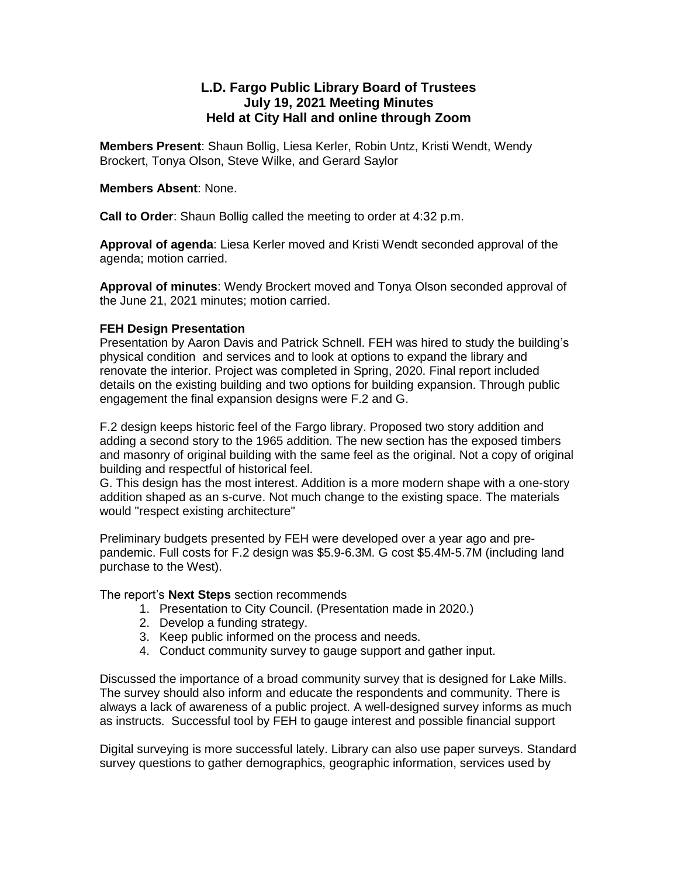# L.D. Fargo Public Library Board of Trustees
## July 19, 2021 Meeting Minutes
## Held at City Hall and online through Zoom

**Members Present**: Shaun Bollig, Liesa Kerler, Robin Untz, Kristi Wendt, Wendy Brockert, Tonya Olson, Steve Wilke, and Gerard Saylor

**Members Absent**: None.

**Call to Order**: Shaun Bollig called the meeting to order at 4:32 p.m.

**Approval of agenda**: Liesa Kerler moved and Kristi Wendt seconded approval of the agenda; motion carried.

**Approval of minutes**: Wendy Brockert moved and Tonya Olson seconded approval of the June 21, 2021 minutes; motion carried.

**FEH Design Presentation**

Presentation by Aaron Davis and Patrick Schnell. FEH was hired to study the building's physical condition and services and to look at options to expand the library and renovate the interior. Project was completed in Spring, 2020. Final report included details on the existing building and two options for building expansion. Through public engagement the final expansion designs were F.2 and G.

F.2 design keeps historic feel of the Fargo library. Proposed two story addition and adding a second story to the 1965 addition. The new section has the exposed timbers and masonry of original building with the same feel as the original. Not a copy of original building and respectful of historical feel.

G. This design has the most interest. Addition is a more modern shape with a one-story addition shaped as an s-curve. Not much change to the existing space. The materials would "respect existing architecture"

Preliminary budgets presented by FEH were developed over a year ago and pre-pandemic. Full costs for F.2 design was $5.9-6.3M. G cost $5.4M-5.7M (including land purchase to the West).

The report's **Next Steps** section recommends

1. Presentation to City Council. (Presentation made in 2020.)
2. Develop a funding strategy.
3. Keep public informed on the process and needs.
4. Conduct community survey to gauge support and gather input.

Discussed the importance of a broad community survey that is designed for Lake Mills. The survey should also inform and educate the respondents and community. There is always a lack of awareness of a public project. A well-designed survey informs as much as instructs. Successful tool by FEH to gauge interest and possible financial support

Digital surveying is more successful lately. Library can also use paper surveys. Standard survey questions to gather demographics, geographic information, services used by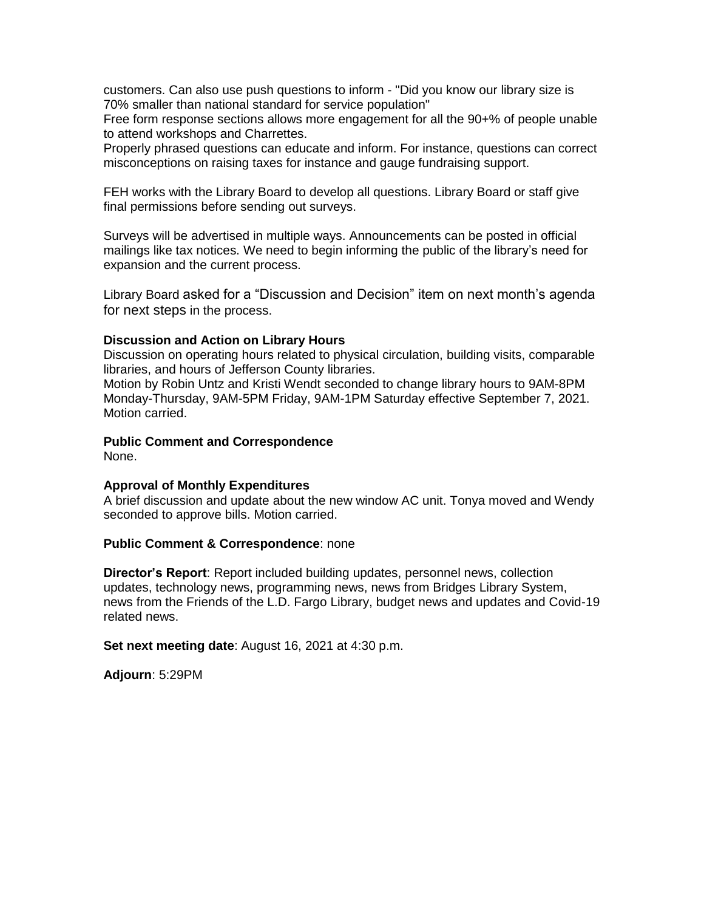customers. Can also use push questions to inform - "Did you know our library size is 70% smaller than national standard for service population"
Free form response sections allows more engagement for all the 90+% of people unable to attend workshops and Charrettes.
Properly phrased questions can educate and inform. For instance, questions can correct misconceptions on raising taxes for instance and gauge fundraising support.

FEH works with the Library Board to develop all questions. Library Board or staff give final permissions before sending out surveys.

Surveys will be advertised in multiple ways. Announcements can be posted in official mailings like tax notices. We need to begin informing the public of the library's need for expansion and the current process.

Library Board asked for a "Discussion and Decision" item on next month's agenda for next steps in the process.

**Discussion and Action on Library Hours**
Discussion on operating hours related to physical circulation, building visits, comparable libraries, and hours of Jefferson County libraries.
Motion by Robin Untz and Kristi Wendt seconded to change library hours to 9AM-8PM Monday-Thursday, 9AM-5PM Friday, 9AM-1PM Saturday effective September 7, 2021. Motion carried.

**Public Comment and Correspondence**
None.

**Approval of Monthly Expenditures**
A brief discussion and update about the new window AC unit. Tonya moved and Wendy seconded to approve bills. Motion carried.

**Public Comment & Correspondence**: none

**Director's Report**: Report included building updates, personnel news, collection updates, technology news, programming news, news from Bridges Library System, news from the Friends of the L.D. Fargo Library, budget news and updates and Covid-19 related news.

**Set next meeting date**: August 16, 2021 at 4:30 p.m.

**Adjourn**: 5:29PM